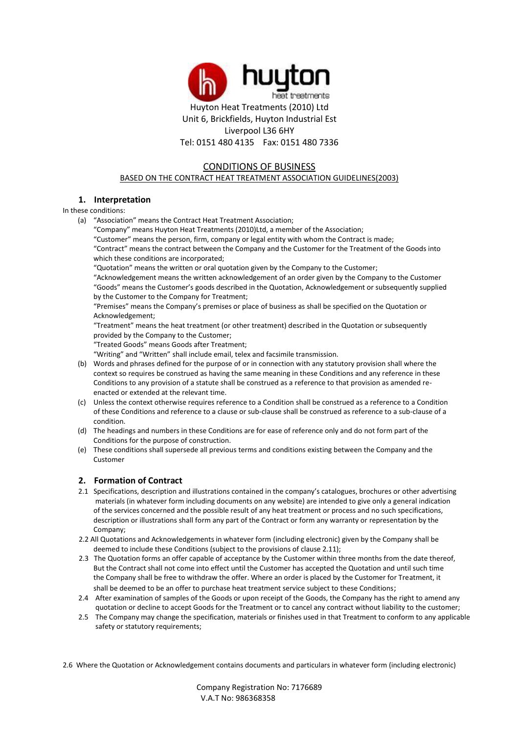Huyton Heat Treatments (2010) Ltd
Unit 6, Brickfields, Huyton Industrial Est
Liverpool L36 6HY
Tel: 0151 480 4135 Fax: 0151 480 7336

# CONDITIONS OF BUSINESS

## BASED ON THE CONTRACT HEAT TREATMENT ASSOCIATION GUIDELINES(2003)

### 1. Interpretation

In these conditions:

(a) "Association" means the Contract Heat Treatment Association;
"Company" means Huyton Heat Treatments (2010)Ltd, a member of the Association;
"Customer" means the person, firm, company or legal entity with whom the Contract is made;
"Contract" means the contract between the Company and the Customer for the Treatment of the Goods into which these conditions are incorporated;
"Quotation" means the written or oral quotation given by the Company to the Customer;
"Acknowledgement means the written acknowledgement of an order given by the Company to the Customer
"Goods" means the Customer's goods described in the Quotation, Acknowledgement or subsequently supplied by the Customer to the Company for Treatment;
"Premises" means the Company's premises or place of business as shall be specified on the Quotation or Acknowledgement;
"Treatment" means the heat treatment (or other treatment) described in the Quotation or subsequently provided by the Company to the Customer;
"Treated Goods" means Goods after Treatment;
"Writing" and "Written" shall include email, telex and facsimile transmission.

(b) Words and phrases defined for the purpose of or in connection with any statutory provision shall where the context so requires be construed as having the same meaning in these Conditions and any reference in these Conditions to any provision of a statute shall be construed as a reference to that provision as amended re-enacted or extended at the relevant time.

(c) Unless the context otherwise requires reference to a Condition shall be construed as a reference to a Condition of these Conditions and reference to a clause or sub-clause shall be construed as reference to a sub-clause of a condition.

(d) The headings and numbers in these Conditions are for ease of reference only and do not form part of the Conditions for the purpose of construction.

(e) These conditions shall supersede all previous terms and conditions existing between the Company and the Customer

### 2. Formation of Contract

2.1 Specifications, description and illustrations contained in the company's catalogues, brochures or other advertising materials (in whatever form including documents on any website) are intended to give only a general indication of the services concerned and the possible result of any heat treatment or process and no such specifications, description or illustrations shall form any part of the Contract or form any warranty or representation by the Company;

2.2 All Quotations and Acknowledgements in whatever form (including electronic) given by the Company shall be deemed to include these Conditions (subject to the provisions of clause 2.11);

2.3 The Quotation forms an offer capable of acceptance by the Customer within three months from the date thereof, But the Contract shall not come into effect until the Customer has accepted the Quotation and until such time the Company shall be free to withdraw the offer. Where an order is placed by the Customer for Treatment, it shall be deemed to be an offer to purchase heat treatment service subject to these Conditions;

2.4 After examination of samples of the Goods or upon receipt of the Goods, the Company has the right to amend any quotation or decline to accept Goods for the Treatment or to cancel any contract without liability to the customer;

2.5 The Company may change the specification, materials or finishes used in that Treatment to conform to any applicable safety or statutory requirements;

2.6 Where the Quotation or Acknowledgement contains documents and particulars in whatever form (including electronic)

Company Registration No: 7176689
V.A.T No: 986368358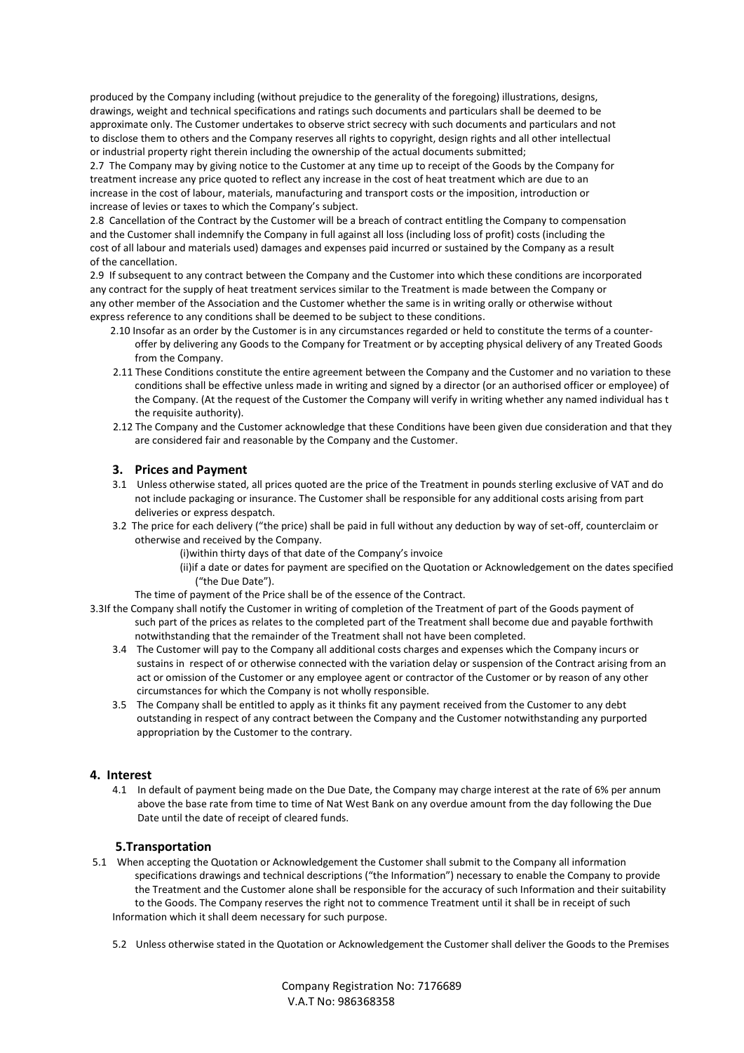produced by the Company including (without prejudice to the generality of the foregoing) illustrations, designs, drawings, weight and technical specifications and ratings such documents and particulars shall be deemed to be approximate only. The Customer undertakes to observe strict secrecy with such documents and particulars and not to disclose them to others and the Company reserves all rights to copyright, design rights and all other intellectual or industrial property right therein including the ownership of the actual documents submitted;

2.7 The Company may by giving notice to the Customer at any time up to receipt of the Goods by the Company for treatment increase any price quoted to reflect any increase in the cost of heat treatment which are due to an increase in the cost of labour, materials, manufacturing and transport costs or the imposition, introduction or increase of levies or taxes to which the Company's subject.

2.8 Cancellation of the Contract by the Customer will be a breach of contract entitling the Company to compensation and the Customer shall indemnify the Company in full against all loss (including loss of profit) costs (including the cost of all labour and materials used) damages and expenses paid incurred or sustained by the Company as a result of the cancellation.

2.9 If subsequent to any contract between the Company and the Customer into which these conditions are incorporated any contract for the supply of heat treatment services similar to the Treatment is made between the Company or any other member of the Association and the Customer whether the same is in writing orally or otherwise without express reference to any conditions shall be deemed to be subject to these conditions.

2.10 Insofar as an order by the Customer is in any circumstances regarded or held to constitute the terms of a counter-offer by delivering any Goods to the Company for Treatment or by accepting physical delivery of any Treated Goods from the Company.

2.11 These Conditions constitute the entire agreement between the Company and the Customer and no variation to these conditions shall be effective unless made in writing and signed by a director (or an authorised officer or employee) of the Company. (At the request of the Customer the Company will verify in writing whether any named individual has t the requisite authority).

2.12 The Company and the Customer acknowledge that these Conditions have been given due consideration and that they are considered fair and reasonable by the Company and the Customer.

### 3. Prices and Payment

3.1 Unless otherwise stated, all prices quoted are the price of the Treatment in pounds sterling exclusive of VAT and do not include packaging or insurance. The Customer shall be responsible for any additional costs arising from part deliveries or express despatch.

3.2 The price for each delivery ("the price) shall be paid in full without any deduction by way of set-off, counterclaim or otherwise and received by the Company.

(i)within thirty days of that date of the Company's invoice

(ii)if a date or dates for payment are specified on the Quotation or Acknowledgement on the dates specified ("the Due Date").

The time of payment of the Price shall be of the essence of the Contract.

3.3If the Company shall notify the Customer in writing of completion of the Treatment of part of the Goods payment of such part of the prices as relates to the completed part of the Treatment shall become due and payable forthwith notwithstanding that the remainder of the Treatment shall not have been completed.

3.4 The Customer will pay to the Company all additional costs charges and expenses which the Company incurs or sustains in respect of or otherwise connected with the variation delay or suspension of the Contract arising from an act or omission of the Customer or any employee agent or contractor of the Customer or by reason of any other circumstances for which the Company is not wholly responsible.

3.5 The Company shall be entitled to apply as it thinks fit any payment received from the Customer to any debt outstanding in respect of any contract between the Company and the Customer notwithstanding any purported appropriation by the Customer to the contrary.

### 4. Interest

4.1 In default of payment being made on the Due Date, the Company may charge interest at the rate of 6% per annum above the base rate from time to time of Nat West Bank on any overdue amount from the day following the Due Date until the date of receipt of cleared funds.

### 5.Transportation

5.1 When accepting the Quotation or Acknowledgement the Customer shall submit to the Company all information specifications drawings and technical descriptions ("the Information") necessary to enable the Company to provide the Treatment and the Customer alone shall be responsible for the accuracy of such Information and their suitability to the Goods. The Company reserves the right not to commence Treatment until it shall be in receipt of such Information which it shall deem necessary for such purpose.

5.2 Unless otherwise stated in the Quotation or Acknowledgement the Customer shall deliver the Goods to the Premises

Company Registration No: 7176689
V.A.T No: 986368358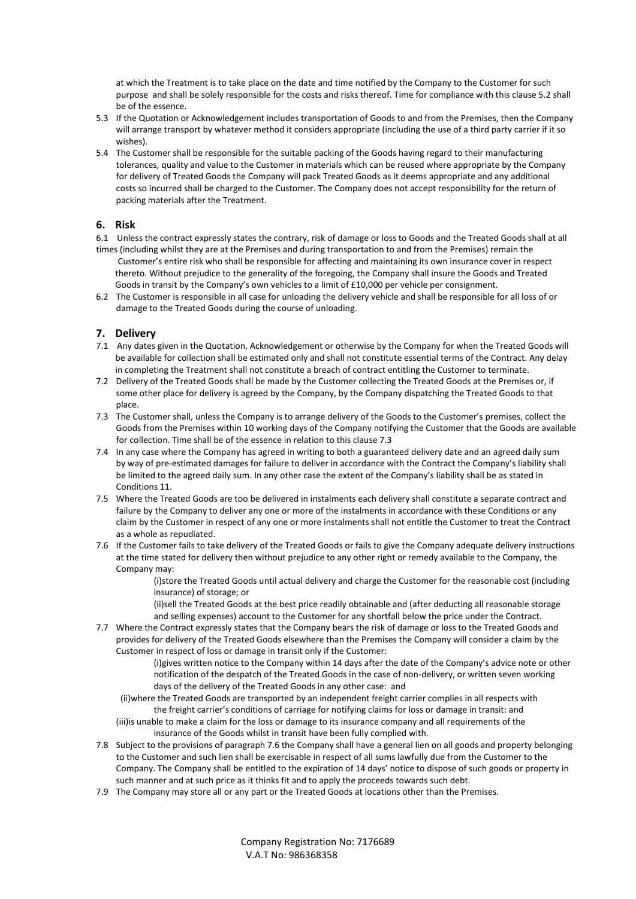at which the Treatment is to take place on the date and time notified by the Company to the Customer for such purpose and shall be solely responsible for the costs and risks thereof. Time for compliance with this clause 5.2 shall be of the essence.

5.3 If the Quotation or Acknowledgement includes transportation of Goods to and from the Premises, then the Company will arrange transport by whatever method it considers appropriate (including the use of a third party carrier if it so wishes).

5.4 The Customer shall be responsible for the suitable packing of the Goods having regard to their manufacturing tolerances, quality and value to the Customer in materials which can be reused where appropriate by the Company for delivery of Treated Goods the Company will pack Treated Goods as it deems appropriate and any additional costs so incurred shall be charged to the Customer. The Company does not accept responsibility for the return of packing materials after the Treatment.

## 6. Risk

6.1 Unless the contract expressly states the contrary, risk of damage or loss to Goods and the Treated Goods shall at all times (including whilst they are at the Premises and during transportation to and from the Premises) remain the Customer's entire risk who shall be responsible for affecting and maintaining its own insurance cover in respect thereto. Without prejudice to the generality of the foregoing, the Company shall insure the Goods and Treated Goods in transit by the Company's own vehicles to a limit of £10,000 per vehicle per consignment.

6.2 The Customer is responsible in all case for unloading the delivery vehicle and shall be responsible for all loss of or damage to the Treated Goods during the course of unloading.

## 7. Delivery

7.1 Any dates given in the Quotation, Acknowledgement or otherwise by the Company for when the Treated Goods will be available for collection shall be estimated only and shall not constitute essential terms of the Contract. Any delay in completing the Treatment shall not constitute a breach of contract entitling the Customer to terminate.

7.2 Delivery of the Treated Goods shall be made by the Customer collecting the Treated Goods at the Premises or, if some other place for delivery is agreed by the Company, by the Company dispatching the Treated Goods to that place.

7.3 The Customer shall, unless the Company is to arrange delivery of the Goods to the Customer's premises, collect the Goods from the Premises within 10 working days of the Company notifying the Customer that the Goods are available for collection. Time shall be of the essence in relation to this clause 7.3

7.4 In any case where the Company has agreed in writing to both a guaranteed delivery date and an agreed daily sum by way of pre-estimated damages for failure to deliver in accordance with the Contract the Company's liability shall be limited to the agreed daily sum. In any other case the extent of the Company's liability shall be as stated in Conditions 11.

7.5 Where the Treated Goods are too be delivered in instalments each delivery shall constitute a separate contract and failure by the Company to deliver any one or more of the instalments in accordance with these Conditions or any claim by the Customer in respect of any one or more instalments shall not entitle the Customer to treat the Contract as a whole as repudiated.

7.6 If the Customer fails to take delivery of the Treated Goods or fails to give the Company adequate delivery instructions at the time stated for delivery then without prejudice to any other right or remedy available to the Company, the Company may:

(i)store the Treated Goods until actual delivery and charge the Customer for the reasonable cost (including insurance) of storage; or

(ii)sell the Treated Goods at the best price readily obtainable and (after deducting all reasonable storage and selling expenses) account to the Customer for any shortfall below the price under the Contract.

7.7 Where the Contract expressly states that the Company bears the risk of damage or loss to the Treated Goods and provides for delivery of the Treated Goods elsewhere than the Premises the Company will consider a claim by the Customer in respect of loss or damage in transit only if the Customer:

(i)gives written notice to the Company within 14 days after the date of the Company's advice note or other notification of the despatch of the Treated Goods in the case of non-delivery, or written seven working days of the delivery of the Treated Goods in any other case: and

(ii)where the Treated Goods are transported by an independent freight carrier complies in all respects with the freight carrier's conditions of carriage for notifying claims for loss or damage in transit: and

(iii)is unable to make a claim for the loss or damage to its insurance company and all requirements of the insurance of the Goods whilst in transit have been fully complied with.

7.8 Subject to the provisions of paragraph 7.6 the Company shall have a general lien on all goods and property belonging to the Customer and such lien shall be exercisable in respect of all sums lawfully due from the Customer to the Company. The Company shall be entitled to the expiration of 14 days' notice to dispose of such goods or property in such manner and at such price as it thinks fit and to apply the proceeds towards such debt.

7.9 The Company may store all or any part or the Treated Goods at locations other than the Premises.

Company Registration No: 7176689
V.A.T No: 986368358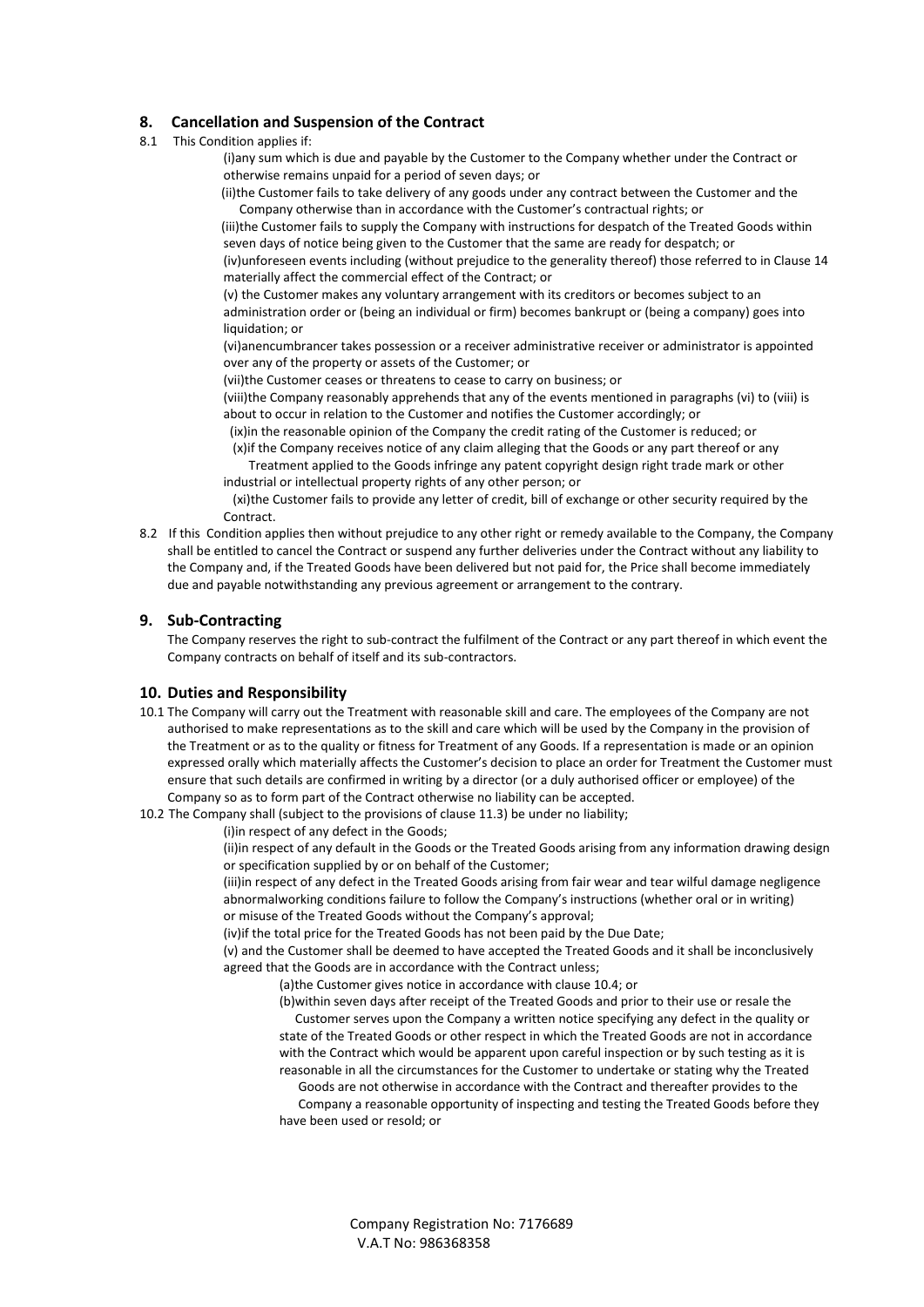## 8. Cancellation and Suspension of the Contract

8.1 This Condition applies if:

(i)any sum which is due and payable by the Customer to the Company whether under the Contract or otherwise remains unpaid for a period of seven days; or

(ii)the Customer fails to take delivery of any goods under any contract between the Customer and the Company otherwise than in accordance with the Customer's contractual rights; or

(iii)the Customer fails to supply the Company with instructions for despatch of the Treated Goods within seven days of notice being given to the Customer that the same are ready for despatch; or

(iv)unforeseen events including (without prejudice to the generality thereof) those referred to in Clause 14 materially affect the commercial effect of the Contract; or

(v) the Customer makes any voluntary arrangement with its creditors or becomes subject to an administration order or (being an individual or firm) becomes bankrupt or (being a company) goes into liquidation; or

(vi)anencumbrancer takes possession or a receiver administrative receiver or administrator is appointed over any of the property or assets of the Customer; or

(vii)the Customer ceases or threatens to cease to carry on business; or

(viii)the Company reasonably apprehends that any of the events mentioned in paragraphs (vi) to (viii) is about to occur in relation to the Customer and notifies the Customer accordingly; or

(ix)in the reasonable opinion of the Company the credit rating of the Customer is reduced; or

(x)if the Company receives notice of any claim alleging that the Goods or any part thereof or any Treatment applied to the Goods infringe any patent copyright design right trade mark or other industrial or intellectual property rights of any other person; or

(xi)the Customer fails to provide any letter of credit, bill of exchange or other security required by the Contract.

8.2 If this Condition applies then without prejudice to any other right or remedy available to the Company, the Company shall be entitled to cancel the Contract or suspend any further deliveries under the Contract without any liability to the Company and, if the Treated Goods have been delivered but not paid for, the Price shall become immediately due and payable notwithstanding any previous agreement or arrangement to the contrary.

## 9. Sub-Contracting

The Company reserves the right to sub-contract the fulfilment of the Contract or any part thereof in which event the Company contracts on behalf of itself and its sub-contractors.

## 10. Duties and Responsibility

10.1 The Company will carry out the Treatment with reasonable skill and care. The employees of the Company are not authorised to make representations as to the skill and care which will be used by the Company in the provision of the Treatment or as to the quality or fitness for Treatment of any Goods. If a representation is made or an opinion expressed orally which materially affects the Customer's decision to place an order for Treatment the Customer must ensure that such details are confirmed in writing by a director (or a duly authorised officer or employee) of the Company so as to form part of the Contract otherwise no liability can be accepted.

10.2 The Company shall (subject to the provisions of clause 11.3) be under no liability;

(i)in respect of any defect in the Goods;

(ii)in respect of any default in the Goods or the Treated Goods arising from any information drawing design or specification supplied by or on behalf of the Customer;

(iii)in respect of any defect in the Treated Goods arising from fair wear and tear wilful damage negligence abnormalworking conditions failure to follow the Company's instructions (whether oral or in writing) or misuse of the Treated Goods without the Company's approval;

(iv)if the total price for the Treated Goods has not been paid by the Due Date;

(v) and the Customer shall be deemed to have accepted the Treated Goods and it shall be inconclusively agreed that the Goods are in accordance with the Contract unless;

(a)the Customer gives notice in accordance with clause 10.4; or

(b)within seven days after receipt of the Treated Goods and prior to their use or resale the Customer serves upon the Company a written notice specifying any defect in the quality or state of the Treated Goods or other respect in which the Treated Goods are not in accordance with the Contract which would be apparent upon careful inspection or by such testing as it is reasonable in all the circumstances for the Customer to undertake or stating why the Treated Goods are not otherwise in accordance with the Contract and thereafter provides to the Company a reasonable opportunity of inspecting and testing the Treated Goods before they have been used or resold; or

Company Registration No: 7176689
V.A.T No: 986368358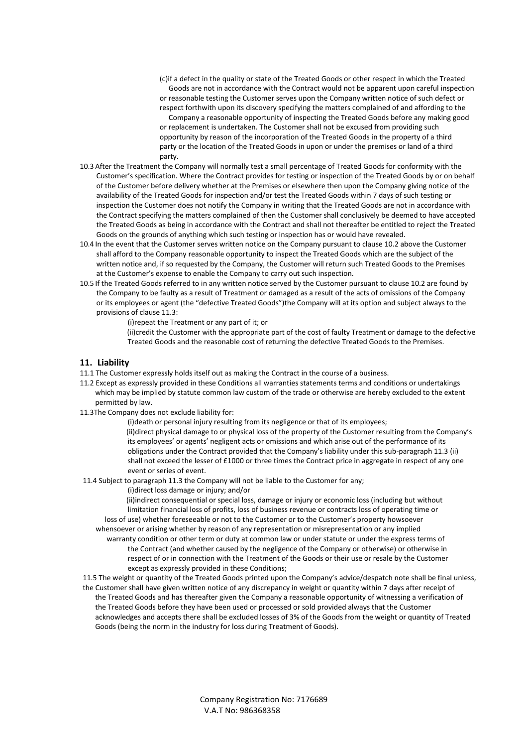(c)if a defect in the quality or state of the Treated Goods or other respect in which the Treated Goods are not in accordance with the Contract would not be apparent upon careful inspection or reasonable testing the Customer serves upon the Company written notice of such defect or respect forthwith upon its discovery specifying the matters complained of and affording to the Company a reasonable opportunity of inspecting the Treated Goods before any making good or replacement is undertaken. The Customer shall not be excused from providing such opportunity by reason of the incorporation of the Treated Goods in the property of a third party or the location of the Treated Goods in upon or under the premises or land of a third party.

10.3 After the Treatment the Company will normally test a small percentage of Treated Goods for conformity with the Customer's specification. Where the Contract provides for testing or inspection of the Treated Goods by or on behalf of the Customer before delivery whether at the Premises or elsewhere then upon the Company giving notice of the availability of the Treated Goods for inspection and/or test the Treated Goods within 7 days of such testing or inspection the Customer does not notify the Company in writing that the Treated Goods are not in accordance with the Contract specifying the matters complained of then the Customer shall conclusively be deemed to have accepted the Treated Goods as being in accordance with the Contract and shall not thereafter be entitled to reject the Treated Goods on the grounds of anything which such testing or inspection has or would have revealed.

10.4 In the event that the Customer serves written notice on the Company pursuant to clause 10.2 above the Customer shall afford to the Company reasonable opportunity to inspect the Treated Goods which are the subject of the written notice and, if so requested by the Company, the Customer will return such Treated Goods to the Premises at the Customer's expense to enable the Company to carry out such inspection.

10.5 If the Treated Goods referred to in any written notice served by the Customer pursuant to clause 10.2 are found by the Company to be faulty as a result of Treatment or damaged as a result of the acts of omissions of the Company or its employees or agent (the "defective Treated Goods")the Company will at its option and subject always to the provisions of clause 11.3:

(i)repeat the Treatment or any part of it; or

(ii)credit the Customer with the appropriate part of the cost of faulty Treatment or damage to the defective Treated Goods and the reasonable cost of returning the defective Treated Goods to the Premises.

## 11. Liability

11.1 The Customer expressly holds itself out as making the Contract in the course of a business.

11.2 Except as expressly provided in these Conditions all warranties statements terms and conditions or undertakings which may be implied by statute common law custom of the trade or otherwise are hereby excluded to the extent permitted by law.

11.3The Company does not exclude liability for:

(i)death or personal injury resulting from its negligence or that of its employees;

(ii)direct physical damage to or physical loss of the property of the Customer resulting from the Company's its employees' or agents' negligent acts or omissions and which arise out of the performance of its obligations under the Contract provided that the Company's liability under this sub-paragraph 11.3 (ii) shall not exceed the lesser of £1000 or three times the Contract price in aggregate in respect of any one event or series of event.

11.4 Subject to paragraph 11.3 the Company will not be liable to the Customer for any;

(i)direct loss damage or injury; and/or

(ii)indirect consequential or special loss, damage or injury or economic loss (including but without limitation financial loss of profits, loss of business revenue or contracts loss of operating time or loss of use) whether foreseeable or not to the Customer or to the Customer's property howsoever whensoever or arising whether by reason of any representation or misrepresentation or any implied warranty condition or other term or duty at common law or under statute or under the express terms of the Contract (and whether caused by the negligence of the Company or otherwise) or otherwise in respect of or in connection with the Treatment of the Goods or their use or resale by the Customer except as expressly provided in these Conditions;

11.5 The weight or quantity of the Treated Goods printed upon the Company's advice/despatch note shall be final unless, the Customer shall have given written notice of any discrepancy in weight or quantity within 7 days after receipt of the Treated Goods and has thereafter given the Company a reasonable opportunity of witnessing a verification of the Treated Goods before they have been used or processed or sold provided always that the Customer acknowledges and accepts there shall be excluded losses of 3% of the Goods from the weight or quantity of Treated Goods (being the norm in the industry for loss during Treatment of Goods).

Company Registration No: 7176689
V.A.T No: 986368358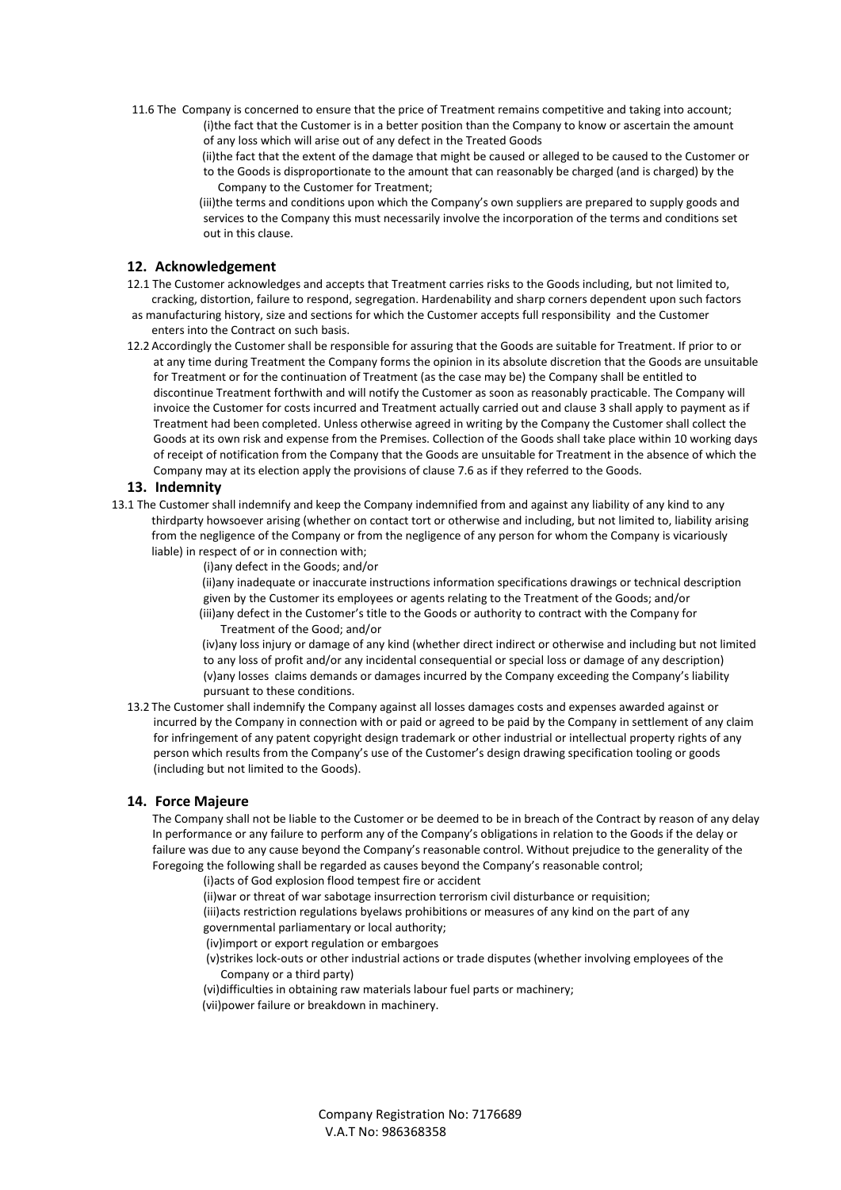11.6 The Company is concerned to ensure that the price of Treatment remains competitive and taking into account;

(i)the fact that the Customer is in a better position than the Company to know or ascertain the amount of any loss which will arise out of any defect in the Treated Goods

(ii)the fact that the extent of the damage that might be caused or alleged to be caused to the Customer or to the Goods is disproportionate to the amount that can reasonably be charged (and is charged) by the Company to the Customer for Treatment;

(iii)the terms and conditions upon which the Company's own suppliers are prepared to supply goods and services to the Company this must necessarily involve the incorporation of the terms and conditions set out in this clause.

## 12. Acknowledgement

12.1 The Customer acknowledges and accepts that Treatment carries risks to the Goods including, but not limited to, cracking, distortion, failure to respond, segregation. Hardenability and sharp corners dependent upon such factors as manufacturing history, size and sections for which the Customer accepts full responsibility and the Customer enters into the Contract on such basis.

12.2 Accordingly the Customer shall be responsible for assuring that the Goods are suitable for Treatment. If prior to or at any time during Treatment the Company forms the opinion in its absolute discretion that the Goods are unsuitable for Treatment or for the continuation of Treatment (as the case may be) the Company shall be entitled to discontinue Treatment forthwith and will notify the Customer as soon as reasonably practicable. The Company will invoice the Customer for costs incurred and Treatment actually carried out and clause 3 shall apply to payment as if Treatment had been completed. Unless otherwise agreed in writing by the Company the Customer shall collect the Goods at its own risk and expense from the Premises. Collection of the Goods shall take place within 10 working days of receipt of notification from the Company that the Goods are unsuitable for Treatment in the absence of which the Company may at its election apply the provisions of clause 7.6 as if they referred to the Goods.

## 13. Indemnity

13.1 The Customer shall indemnify and keep the Company indemnified from and against any liability of any kind to any thirdparty howsoever arising (whether on contact tort or otherwise and including, but not limited to, liability arising from the negligence of the Company or from the negligence of any person for whom the Company is vicariously liable) in respect of or in connection with;

(i)any defect in the Goods; and/or

(ii)any inadequate or inaccurate instructions information specifications drawings or technical description given by the Customer its employees or agents relating to the Treatment of the Goods; and/or

(iii)any defect in the Customer's title to the Goods or authority to contract with the Company for Treatment of the Good; and/or

(iv)any loss injury or damage of any kind (whether direct indirect or otherwise and including but not limited to any loss of profit and/or any incidental consequential or special loss or damage of any description)

(v)any losses claims demands or damages incurred by the Company exceeding the Company's liability pursuant to these conditions.

13.2 The Customer shall indemnify the Company against all losses damages costs and expenses awarded against or incurred by the Company in connection with or paid or agreed to be paid by the Company in settlement of any claim for infringement of any patent copyright design trademark or other industrial or intellectual property rights of any person which results from the Company's use of the Customer's design drawing specification tooling or goods (including but not limited to the Goods).

## 14. Force Majeure

The Company shall not be liable to the Customer or be deemed to be in breach of the Contract by reason of any delay In performance or any failure to perform any of the Company's obligations in relation to the Goods if the delay or failure was due to any cause beyond the Company's reasonable control. Without prejudice to the generality of the Foregoing the following shall be regarded as causes beyond the Company's reasonable control;

(i)acts of God explosion flood tempest fire or accident

(ii)war or threat of war sabotage insurrection terrorism civil disturbance or requisition;

(iii)acts restriction regulations byelaws prohibitions or measures of any kind on the part of any governmental parliamentary or local authority;

(iv)import or export regulation or embargoes

(v)strikes lock-outs or other industrial actions or trade disputes (whether involving employees of the Company or a third party)

(vi)difficulties in obtaining raw materials labour fuel parts or machinery;

(vii)power failure or breakdown in machinery.

Company Registration No: 7176689
V.A.T No: 986368358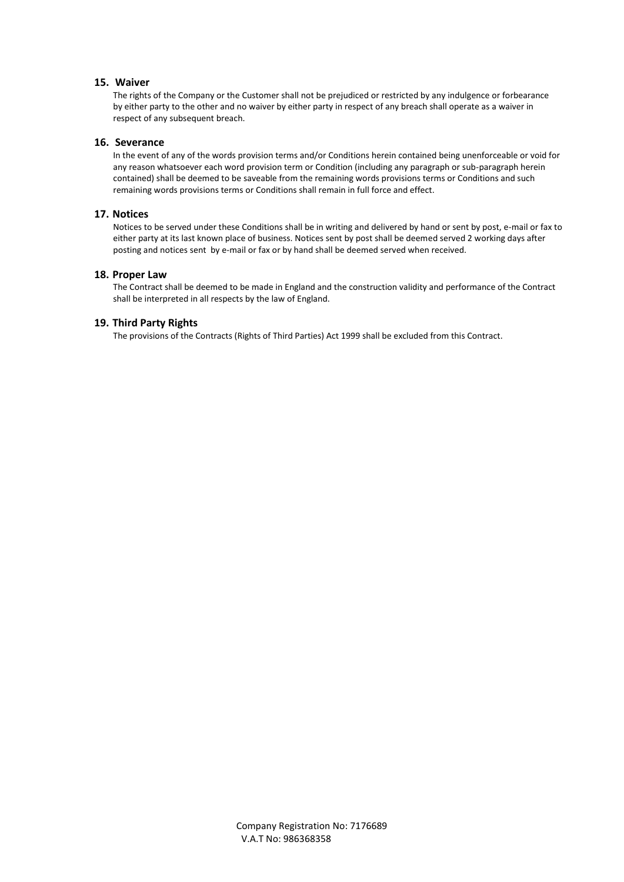## 15. Waiver

The rights of the Company or the Customer shall not be prejudiced or restricted by any indulgence or forbearance by either party to the other and no waiver by either party in respect of any breach shall operate as a waiver in respect of any subsequent breach.

## 16. Severance

In the event of any of the words provision terms and/or Conditions herein contained being unenforceable or void for any reason whatsoever each word provision term or Condition (including any paragraph or sub-paragraph herein contained) shall be deemed to be saveable from the remaining words provisions terms or Conditions and such remaining words provisions terms or Conditions shall remain in full force and effect.

## 17. Notices

Notices to be served under these Conditions shall be in writing and delivered by hand or sent by post, e-mail or fax to either party at its last known place of business. Notices sent by post shall be deemed served 2 working days after posting and notices sent by e-mail or fax or by hand shall be deemed served when received.

## 18. Proper Law

The Contract shall be deemed to be made in England and the construction validity and performance of the Contract shall be interpreted in all respects by the law of England.

## 19. Third Party Rights

The provisions of the Contracts (Rights of Third Parties) Act 1999 shall be excluded from this Contract.

Company Registration No: 7176689
V.A.T No: 986368358